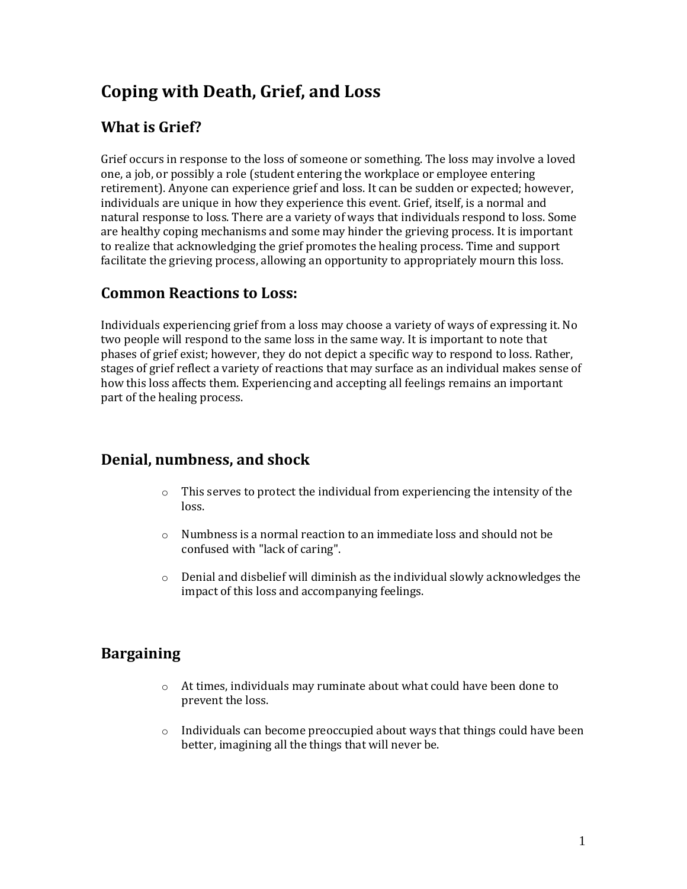# Coping with Death, Grief, and Loss

## What is Grief?

Grief occurs in response to the loss of someone or something. The loss may involve a loved one, a job, or possibly a role (student entering the workplace or employee entering retirement). Anyone can experience grief and loss. It can be sudden or expected; however, individuals are unique in how they experience this event. Grief, itself, is a normal and natural response to loss. There are a variety of ways that individuals respond to loss. Some are healthy coping mechanisms and some may hinder the grieving process. It is important to realize that acknowledging the grief promotes the healing process. Time and support facilitate the grieving process, allowing an opportunity to appropriately mourn this loss.

## Common Reactions to Loss:

Individuals experiencing grief from a loss may choose a variety of ways of expressing it. No two people will respond to the same loss in the same way. It is important to note that phases of grief exist; however, they do not depict a specific way to respond to loss. Rather, stages of grief reflect a variety of reactions that may surface as an individual makes sense of how this loss affects them. Experiencing and accepting all feelings remains an important part of the healing process.

## Denial, numbness, and shock

- This serves to protect the individual from experiencing the intensity of the loss.
- Numbness is a normal reaction to an immediate loss and should not be confused with "lack of caring".
- Denial and disbelief will diminish as the individual slowly acknowledges the impact of this loss and accompanying feelings.

## Bargaining

- At times, individuals may ruminate about what could have been done to prevent the loss.
- Individuals can become preoccupied about ways that things could have been better, imagining all the things that will never be.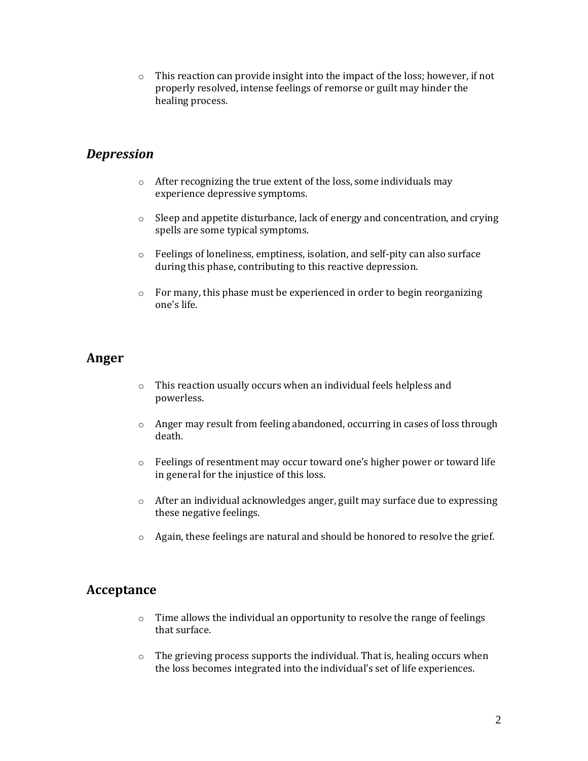- This reaction can provide insight into the impact of the loss; however, if not properly resolved, intense feelings of remorse or guilt may hinder the healing process.

## *Depression*

- After recognizing the true extent of the loss, some individuals may experience depressive symptoms.
- Sleep and appetite disturbance, lack of energy and concentration, and crying spells are some typical symptoms.
- Feelings of loneliness, emptiness, isolation, and self-pity can also surface during this phase, contributing to this reactive depression.
- For many, this phase must be experienced in order to begin reorganizing one's life.

## Anger

- This reaction usually occurs when an individual feels helpless and powerless.
- Anger may result from feeling abandoned, occurring in cases of loss through death.
- Feelings of resentment may occur toward one's higher power or toward life in general for the injustice of this loss.
- After an individual acknowledges anger, guilt may surface due to expressing these negative feelings.
- Again, these feelings are natural and should be honored to resolve the grief.

## Acceptance

- Time allows the individual an opportunity to resolve the range of feelings that surface.
- The grieving process supports the individual. That is, healing occurs when the loss becomes integrated into the individual's set of life experiences.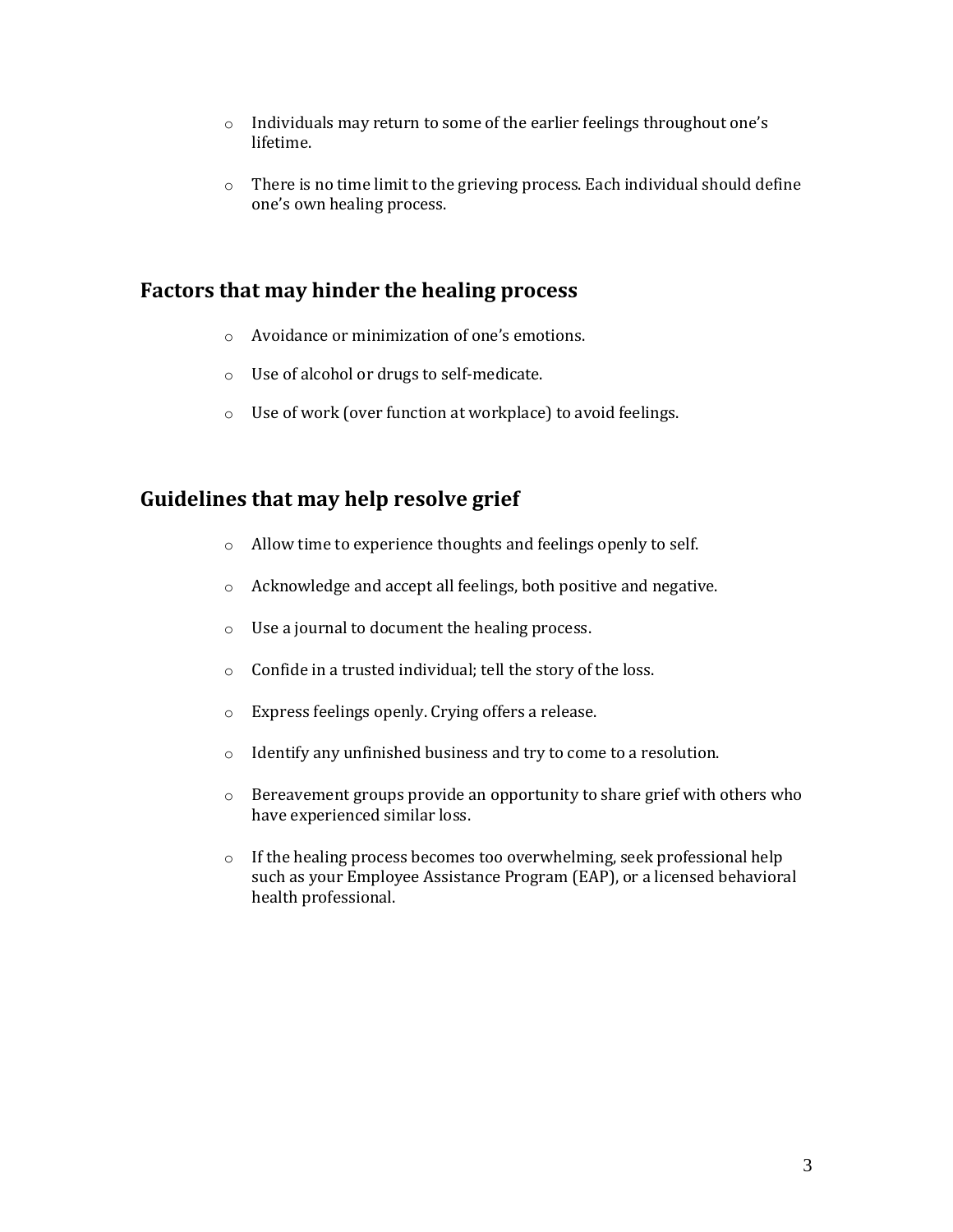- Individuals may return to some of the earlier feelings throughout one's lifetime.

- There is no time limit to the grieving process. Each individual should define one's own healing process.

## Factors that may hinder the healing process

- Avoidance or minimization of one's emotions.

- Use of alcohol or drugs to self-medicate.

- Use of work (over function at workplace) to avoid feelings.

## Guidelines that may help resolve grief

- Allow time to experience thoughts and feelings openly to self.

- Acknowledge and accept all feelings, both positive and negative.

- Use a journal to document the healing process.

- Confide in a trusted individual; tell the story of the loss.

- Express feelings openly. Crying offers a release.

- Identify any unfinished business and try to come to a resolution.

- Bereavement groups provide an opportunity to share grief with others who have experienced similar loss.

- If the healing process becomes too overwhelming, seek professional help such as your Employee Assistance Program (EAP), or a licensed behavioral health professional.